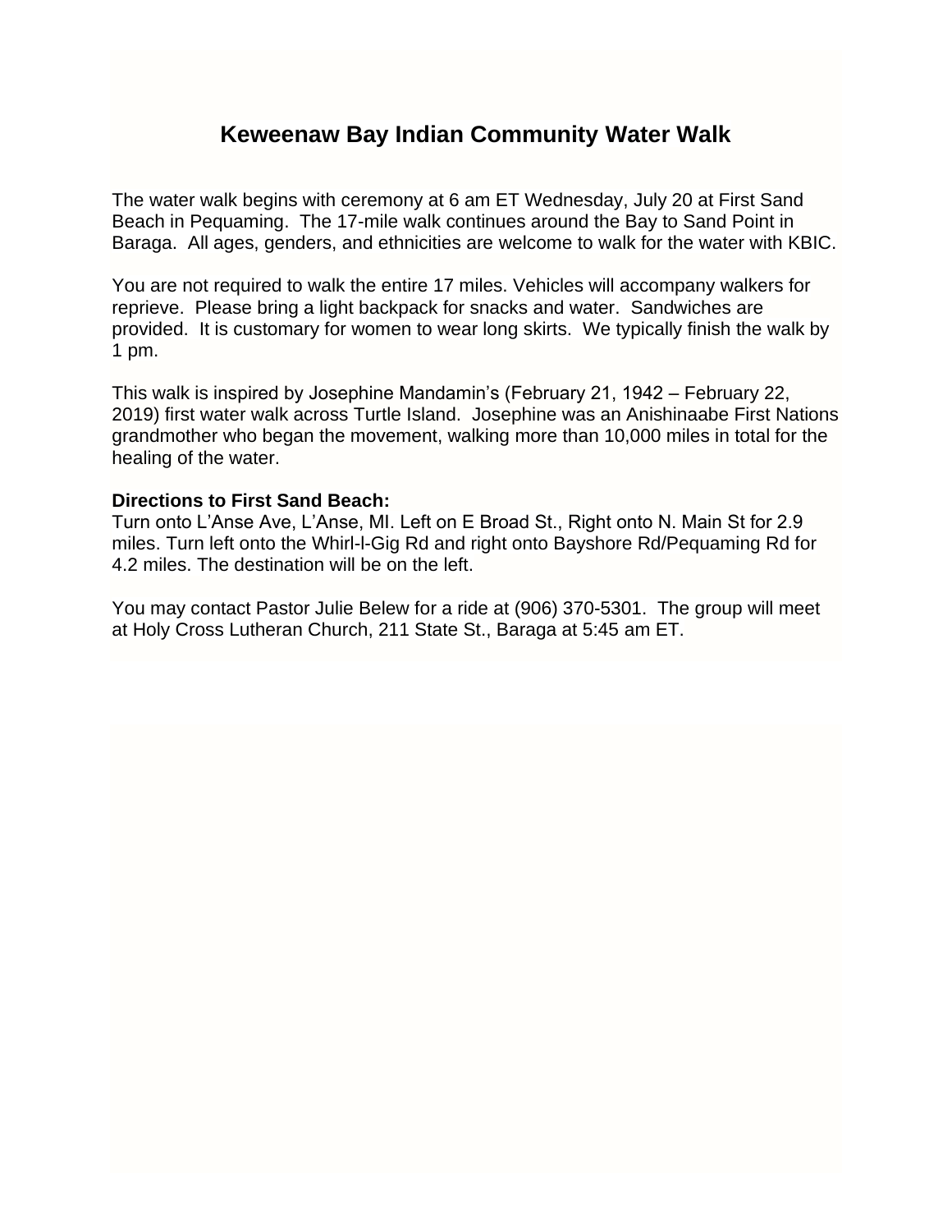# Keweenaw Bay Indian Community Water Walk

The water walk begins with ceremony at 6 am ET Wednesday, July 20 at First Sand Beach in Pequaming. The 17-mile walk continues around the Bay to Sand Point in Baraga. All ages, genders, and ethnicities are welcome to walk for the water with KBIC.

You are not required to walk the entire 17 miles. Vehicles will accompany walkers for reprieve. Please bring a light backpack for snacks and water. Sandwiches are provided. It is customary for women to wear long skirts. We typically finish the walk by 1 pm.

This walk is inspired by Josephine Mandamin's (February 21, 1942 – February 22, 2019) first water walk across Turtle Island. Josephine was an Anishinaabe First Nations grandmother who began the movement, walking more than 10,000 miles in total for the healing of the water.

**Directions to First Sand Beach:**
Turn onto L'Anse Ave, L'Anse, MI. Left on E Broad St., Right onto N. Main St for 2.9 miles. Turn left onto the Whirl-I-Gig Rd and right onto Bayshore Rd/Pequaming Rd for 4.2 miles. The destination will be on the left.

You may contact Pastor Julie Belew for a ride at (906) 370-5301. The group will meet at Holy Cross Lutheran Church, 211 State St., Baraga at 5:45 am ET.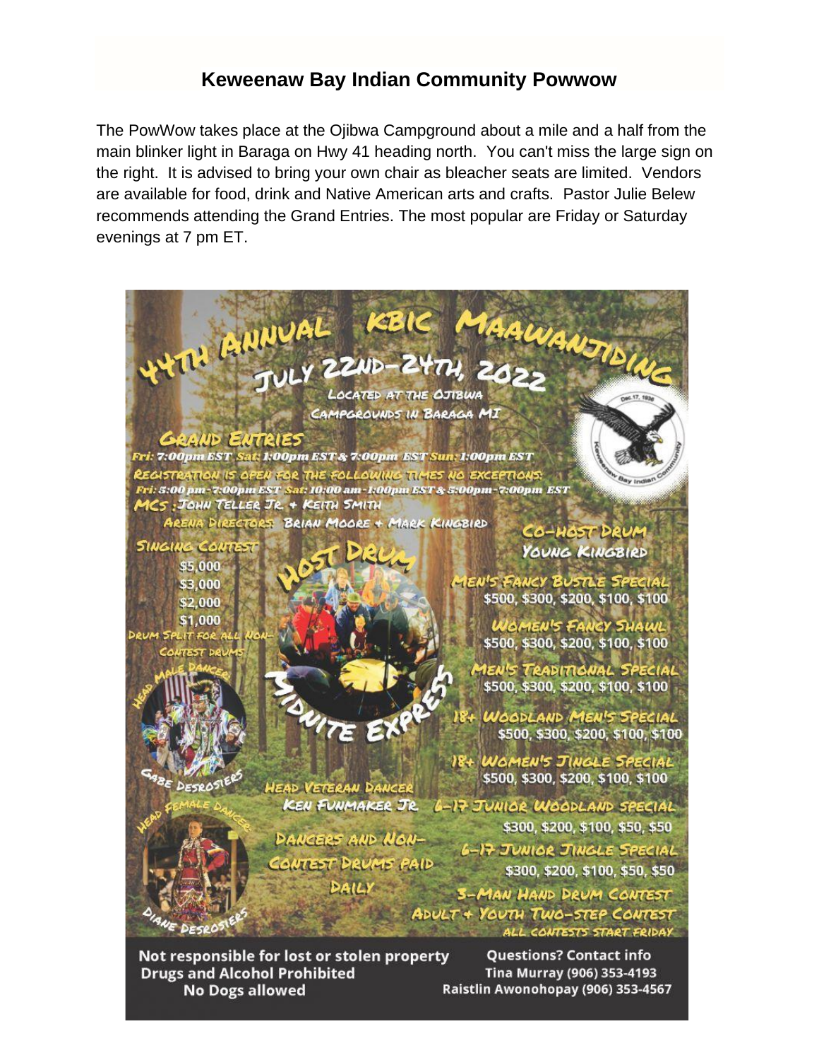## Keweenaw Bay Indian Community Powwow

The PowWow takes place at the Ojibwa Campground about a mile and a half from the main blinker light in Baraga on Hwy 41 heading north. You can't miss the large sign on the right. It is advised to bring your own chair as bleacher seats are limited. Vendors are available for food, drink and Native American arts and crafts. Pastor Julie Belew recommends attending the Grand Entries. The most popular are Friday or Saturday evenings at 7 pm ET.

44TH ANNUAL KBIC MAAWANJIDING

JULY 22ND-24TH, 2022

LOCATED AT THE OJIBWA CAMPGROUNDS IN BARAGA MI

GRAND ENTRIES

Fri: 7:00pm EST Sat: 1:00pm EST & 7:00pm EST Sun: 1:00pm EST

REGISTRATION IS OPEN FOR THE FOLLOWING TIMES NO EXCEPTIONS:

Fri: 5:00 pm-7:00pm EST Sat: 10:00 am-1:00pm EST & 5:00pm-7:00pm EST

MCS: JOHN TELLER JR + KEITH SMITH

ARENA DIRECTORS: BRIAN MOORE + MARK KINGBIRD

HOST DRUM: MIDNITE EXPRESS

CO-HOST DRUM: YOUNG KINGBIRD

SINGING CONTEST

$5,000
$3,000
$2,000
$1,000

DRUM SPLIT FOR ALL NON-CONTEST DRUMS

HEAD MALE DANCER: GABE DESROSIERS

HEAD FEMALE DANCER: DIANE DESROSIERS

HEAD VETERAN DANCER: KEN FUNMAKER JR

DANCERS AND NON-CONTEST DRUMS PAID DAILY

MEN'S FANCY BUSTLE SPECIAL
$500, $300, $200, $100, $100

WOMEN'S FANCY SHAWL
$500, $300, $200, $100, $100

MEN'S TRADITIONAL SPECIAL
$500, $300, $200, $100, $100

18+ WOODLAND MEN'S SPECIAL
$500, $300, $200, $100, $100

18+ WOMEN'S JINGLE SPECIAL
$500, $300, $200, $100, $100

6-17 JUNIOR WOODLAND SPECIAL
$300, $200, $100, $50, $50

6-17 JUNIOR JINGLE SPECIAL
$300, $200, $100, $50, $50

3-MAN HAND DRUM CONTEST

ADULT + YOUTH TWO-STEP CONTEST

ALL CONTESTS START FRIDAY

Not responsible for lost or stolen property
Drugs and Alcohol Prohibited
No Dogs allowed

Questions? Contact info
Tina Murray (906) 353-4193
Raistlin Awonohopay (906) 353-4567